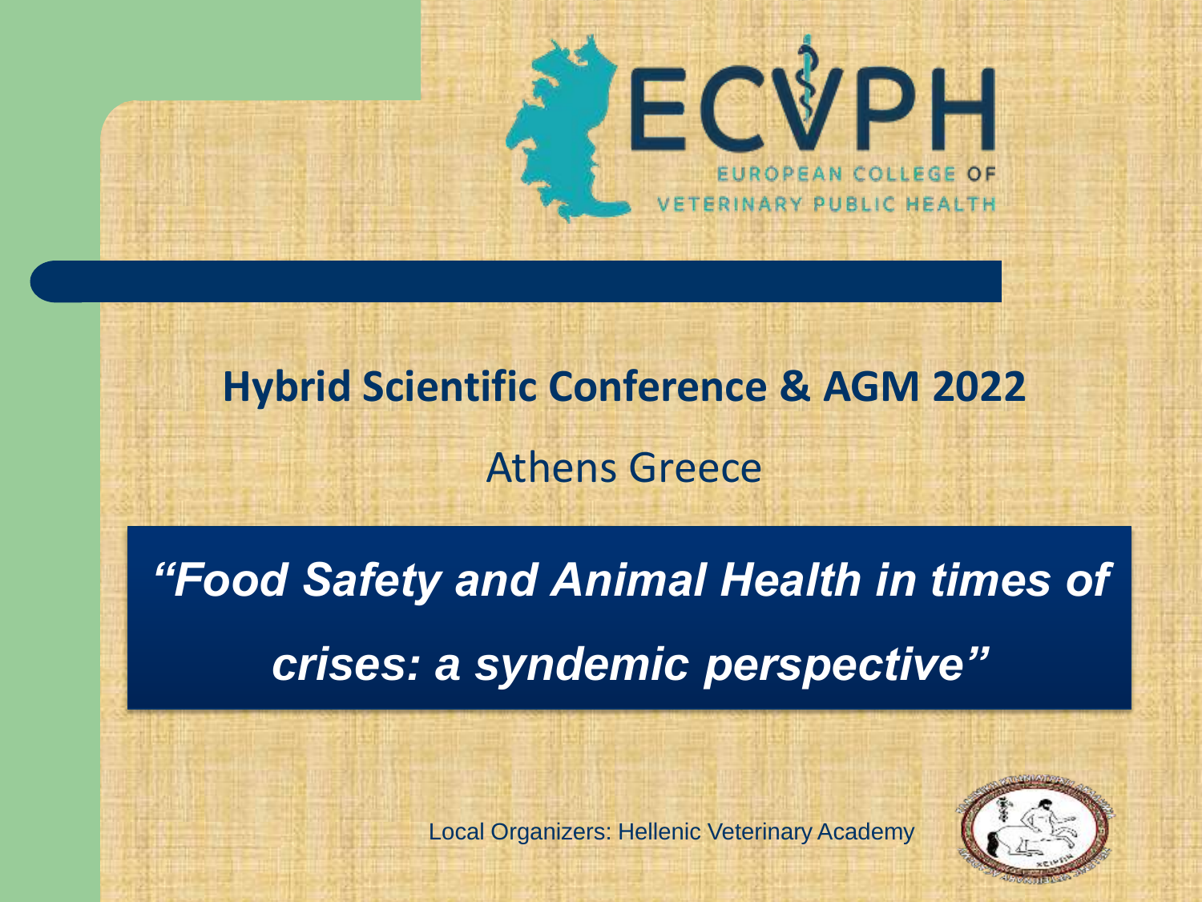ECVPH

EUROPEAN COLLEGE OF VETERINARY PUBLIC HEALTH

## Hybrid Scientific Conference & AGM 2022

Athens Greece

# *"Food Safety and Animal Health in times of crises: a syndemic perspective"*

Local Organizers: Hellenic Veterinary Academy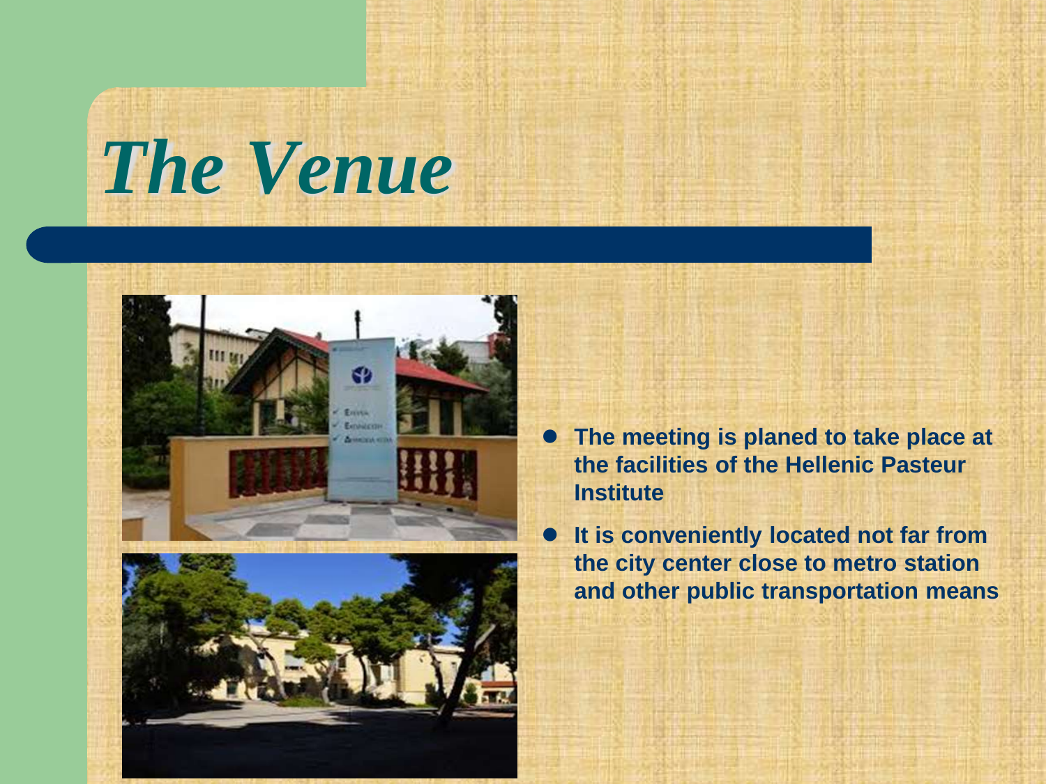# The Venue

- **The meeting is planed to take place at the facilities of the Hellenic Pasteur Institute**
- **It is conveniently located not far from the city center close to metro station and other public transportation means**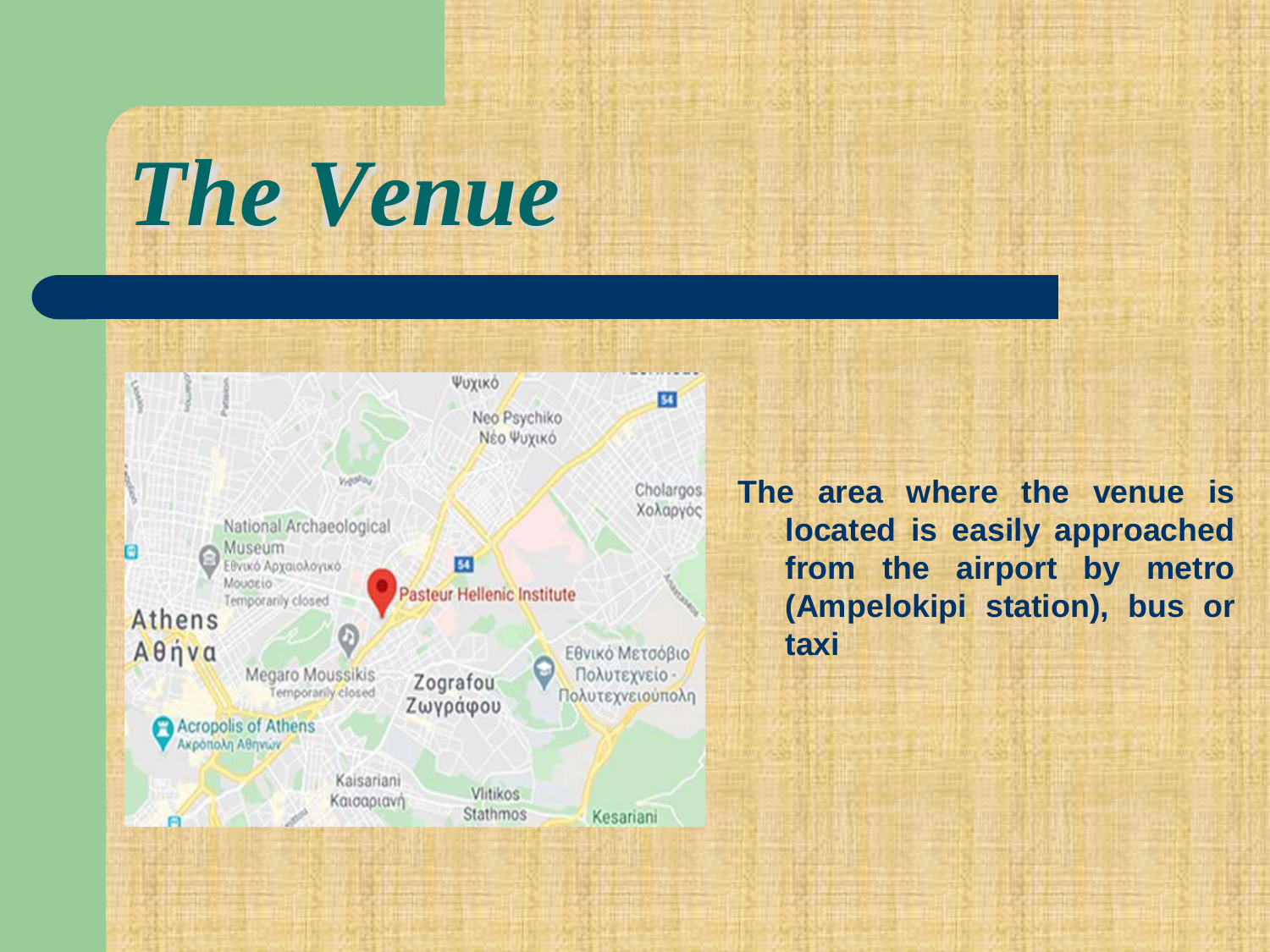# *The Venue*

**The area where the venue is located is easily approached from the airport by metro (Ampelokipi station), bus or taxi**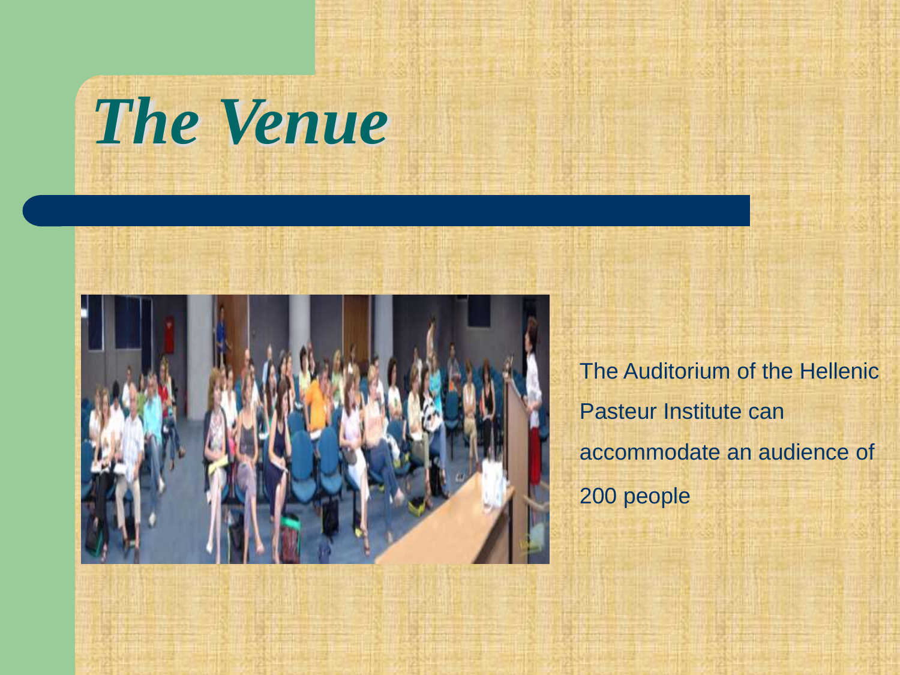# The Venue

The Auditorium of the Hellenic Pasteur Institute can accommodate an audience of 200 people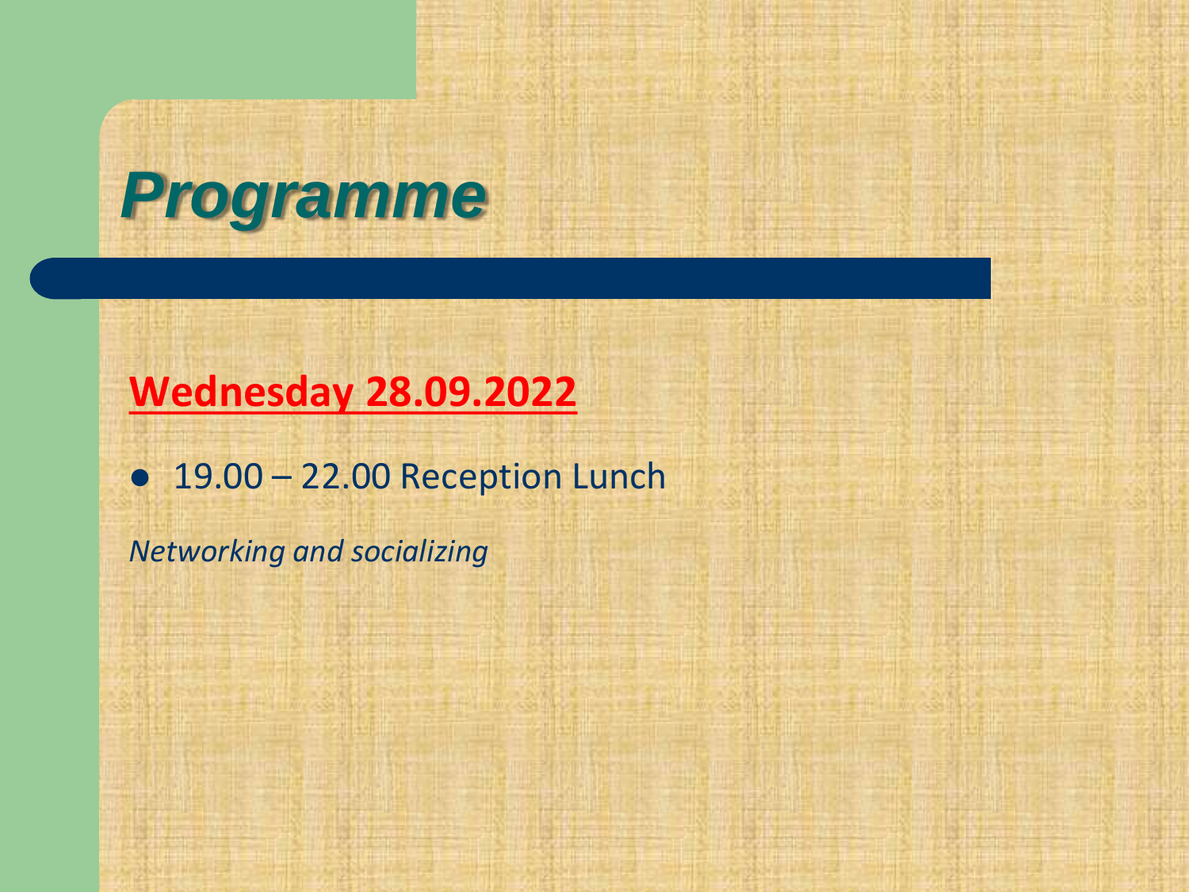# Programme

**Wednesday 28.09.2022**

- 19.00 – 22.00 Reception Lunch

*Networking and socializing*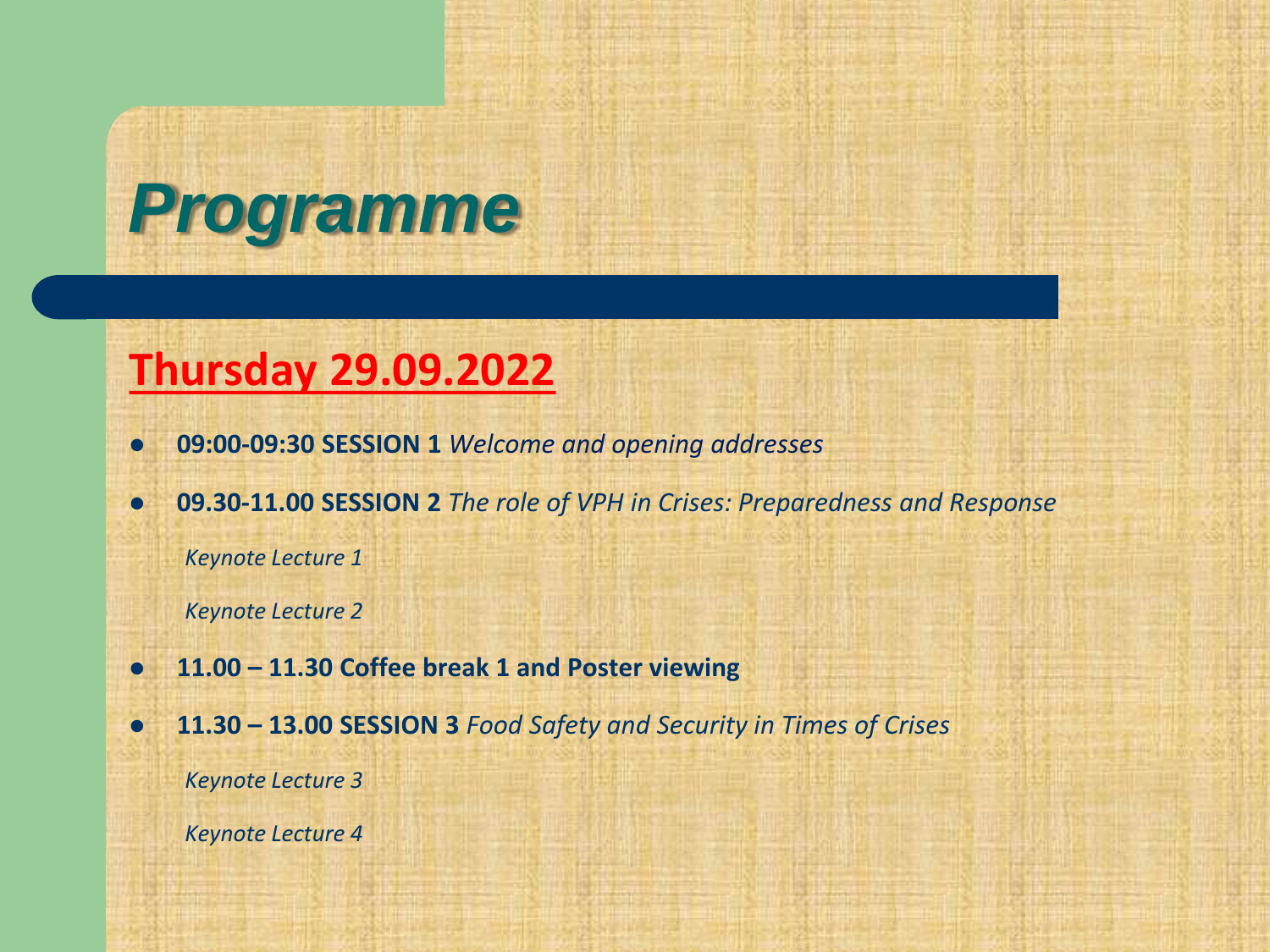# Programme

## Thursday 29.09.2022

- **09:00-09:30 SESSION 1** *Welcome and opening addresses*
- **09.30-11.00 SESSION 2** *The role of VPH in Crises: Preparedness and Response*

  *Keynote Lecture 1*

  *Keynote Lecture 2*
- **11.00 – 11.30 Coffee break 1 and Poster viewing**
- **11.30 – 13.00 SESSION 3** *Food Safety and Security in Times of Crises*

  *Keynote Lecture 3*

  *Keynote Lecture 4*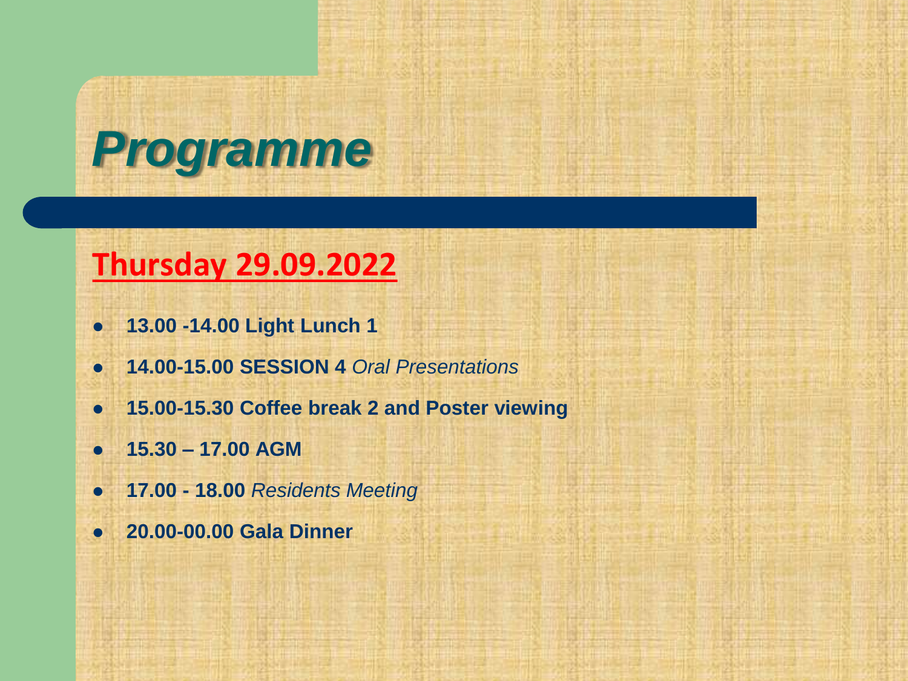# *Programme*

## <u>Thursday 29.09.2022</u>

- **13.00 -14.00 Light Lunch 1**
- **14.00-15.00 SESSION 4** *Oral Presentations*
- **15.00-15.30 Coffee break 2 and Poster viewing**
- **15.30 – 17.00 AGM**
- **17.00 - 18.00** *Residents Meeting*
- **20.00-00.00 Gala Dinner**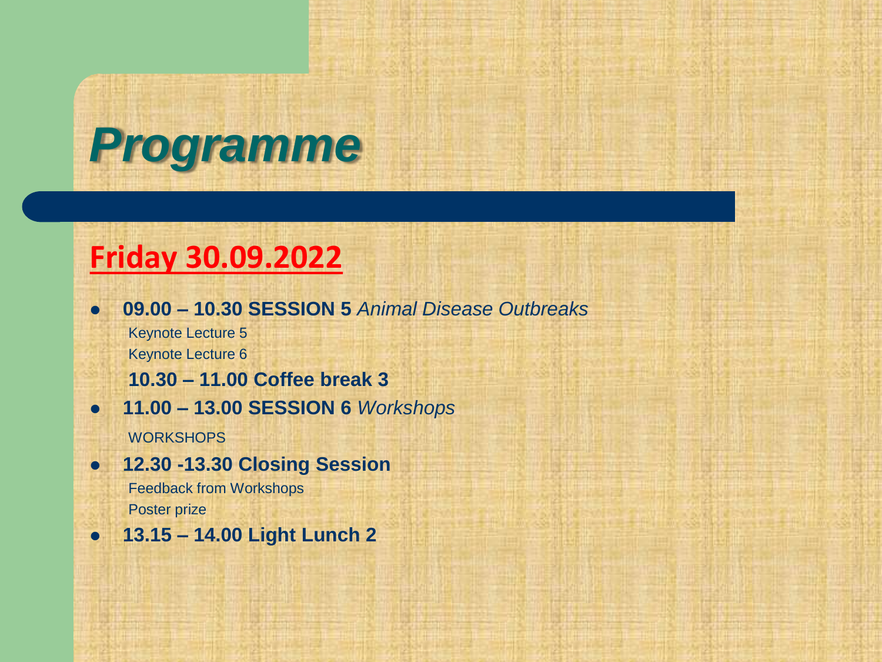# *Programme*

## Friday 30.09.2022

- **09.00 – 10.30 SESSION 5** ***Animal Disease Outbreaks***
  
  Keynote Lecture 5
  
  Keynote Lecture 6
  
  **10.30 – 11.00 Coffee break 3**
- **11.00 – 13.00 SESSION 6** ***Workshops***
  
  WORKSHOPS
- **12.30 -13.30 Closing Session**
  
  Feedback from Workshops
  
  Poster prize
- **13.15 – 14.00 Light Lunch 2**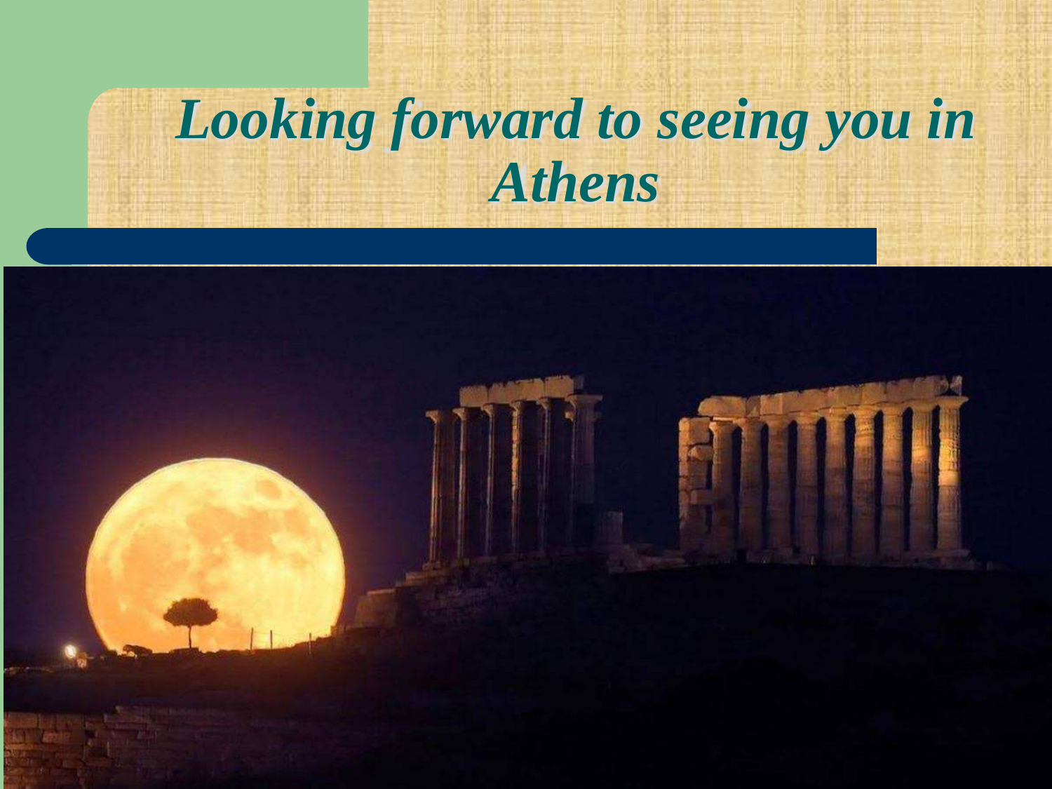# *Looking forward to seeing you in Athens*